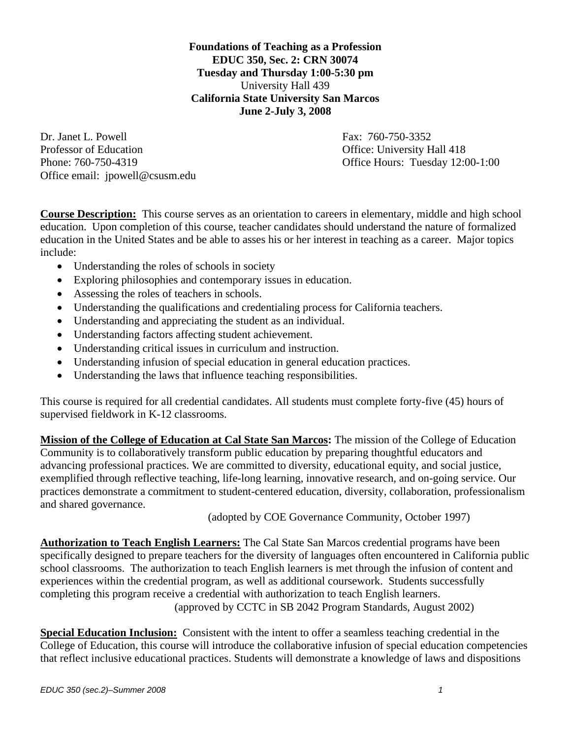**Foundations of Teaching as a Profession**
**EDUC 350, Sec. 2: CRN 30074**
**Tuesday and Thursday 1:00-5:30 pm**
University Hall 439
**California State University San Marcos**
**June 2-July 3, 2008**

Dr. Janet L. Powell
Professor of Education
Phone: 760-750-4319
Office email: jpowell@csusm.edu

Fax: 760-750-3352
Office: University Hall 418
Office Hours: Tuesday 12:00-1:00

**Course Description:** This course serves as an orientation to careers in elementary, middle and high school education. Upon completion of this course, teacher candidates should understand the nature of formalized education in the United States and be able to asses his or her interest in teaching as a career. Major topics include:

- Understanding the roles of schools in society
- Exploring philosophies and contemporary issues in education.
- Assessing the roles of teachers in schools.
- Understanding the qualifications and credentialing process for California teachers.
- Understanding and appreciating the student as an individual.
- Understanding factors affecting student achievement.
- Understanding critical issues in curriculum and instruction.
- Understanding infusion of special education in general education practices.
- Understanding the laws that influence teaching responsibilities.

This course is required for all credential candidates. All students must complete forty-five (45) hours of supervised fieldwork in K-12 classrooms.

**Mission of the College of Education at Cal State San Marcos:** The mission of the College of Education Community is to collaboratively transform public education by preparing thoughtful educators and advancing professional practices. We are committed to diversity, educational equity, and social justice, exemplified through reflective teaching, life-long learning, innovative research, and on-going service. Our practices demonstrate a commitment to student-centered education, diversity, collaboration, professionalism and shared governance.

(adopted by COE Governance Community, October 1997)

**Authorization to Teach English Learners:** The Cal State San Marcos credential programs have been specifically designed to prepare teachers for the diversity of languages often encountered in California public school classrooms. The authorization to teach English learners is met through the infusion of content and experiences within the credential program, as well as additional coursework. Students successfully completing this program receive a credential with authorization to teach English learners.

(approved by CCTC in SB 2042 Program Standards, August 2002)

**Special Education Inclusion:** Consistent with the intent to offer a seamless teaching credential in the College of Education, this course will introduce the collaborative infusion of special education competencies that reflect inclusive educational practices. Students will demonstrate a knowledge of laws and dispositions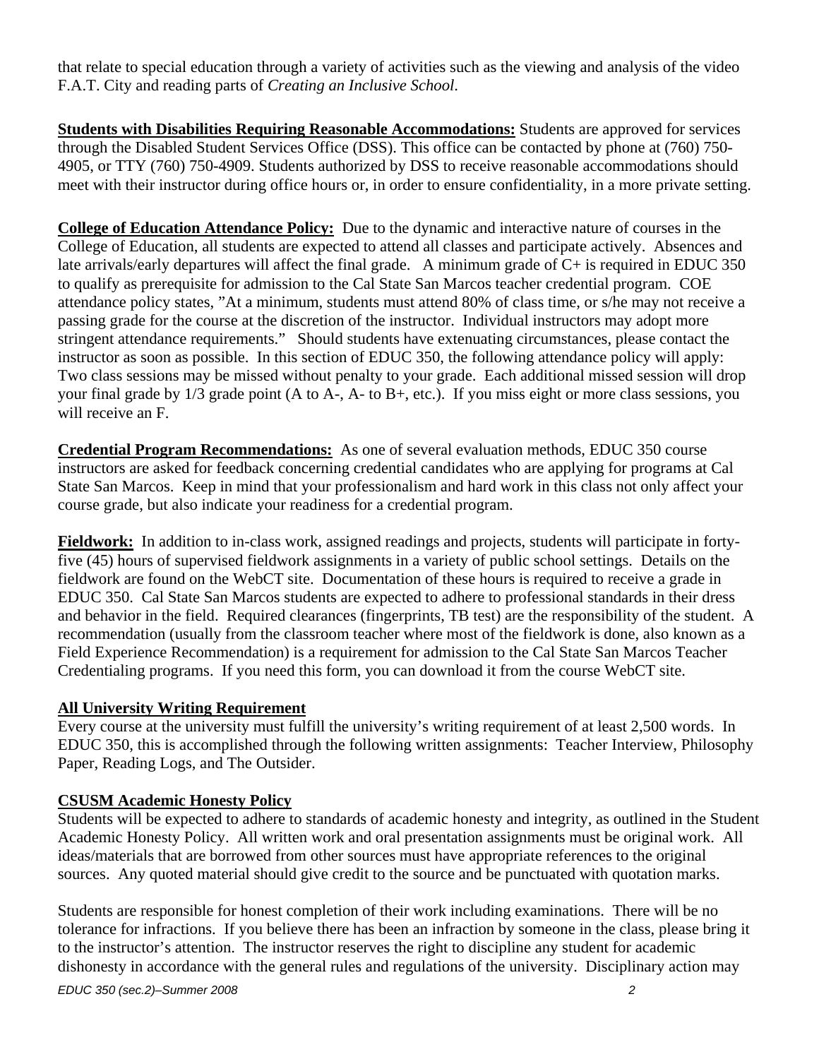that relate to special education through a variety of activities such as the viewing and analysis of the video F.A.T. City and reading parts of *Creating an Inclusive School*.

**Students with Disabilities Requiring Reasonable Accommodations:** Students are approved for services through the Disabled Student Services Office (DSS). This office can be contacted by phone at (760) 750-4905, or TTY (760) 750-4909. Students authorized by DSS to receive reasonable accommodations should meet with their instructor during office hours or, in order to ensure confidentiality, in a more private setting.

**College of Education Attendance Policy:** Due to the dynamic and interactive nature of courses in the College of Education, all students are expected to attend all classes and participate actively. Absences and late arrivals/early departures will affect the final grade. A minimum grade of C+ is required in EDUC 350 to qualify as prerequisite for admission to the Cal State San Marcos teacher credential program. COE attendance policy states, "At a minimum, students must attend 80% of class time, or s/he may not receive a passing grade for the course at the discretion of the instructor. Individual instructors may adopt more stringent attendance requirements." Should students have extenuating circumstances, please contact the instructor as soon as possible. In this section of EDUC 350, the following attendance policy will apply: Two class sessions may be missed without penalty to your grade. Each additional missed session will drop your final grade by 1/3 grade point (A to A-, A- to B+, etc.). If you miss eight or more class sessions, you will receive an F.

**Credential Program Recommendations:** As one of several evaluation methods, EDUC 350 course instructors are asked for feedback concerning credential candidates who are applying for programs at Cal State San Marcos. Keep in mind that your professionalism and hard work in this class not only affect your course grade, but also indicate your readiness for a credential program.

**Fieldwork:** In addition to in-class work, assigned readings and projects, students will participate in forty-five (45) hours of supervised fieldwork assignments in a variety of public school settings. Details on the fieldwork are found on the WebCT site. Documentation of these hours is required to receive a grade in EDUC 350. Cal State San Marcos students are expected to adhere to professional standards in their dress and behavior in the field. Required clearances (fingerprints, TB test) are the responsibility of the student. A recommendation (usually from the classroom teacher where most of the fieldwork is done, also known as a Field Experience Recommendation) is a requirement for admission to the Cal State San Marcos Teacher Credentialing programs. If you need this form, you can download it from the course WebCT site.

**All University Writing Requirement**

Every course at the university must fulfill the university's writing requirement of at least 2,500 words. In EDUC 350, this is accomplished through the following written assignments: Teacher Interview, Philosophy Paper, Reading Logs, and The Outsider.

**CSUSM Academic Honesty Policy**

Students will be expected to adhere to standards of academic honesty and integrity, as outlined in the Student Academic Honesty Policy. All written work and oral presentation assignments must be original work. All ideas/materials that are borrowed from other sources must have appropriate references to the original sources. Any quoted material should give credit to the source and be punctuated with quotation marks.

Students are responsible for honest completion of their work including examinations. There will be no tolerance for infractions. If you believe there has been an infraction by someone in the class, please bring it to the instructor's attention. The instructor reserves the right to discipline any student for academic dishonesty in accordance with the general rules and regulations of the university. Disciplinary action may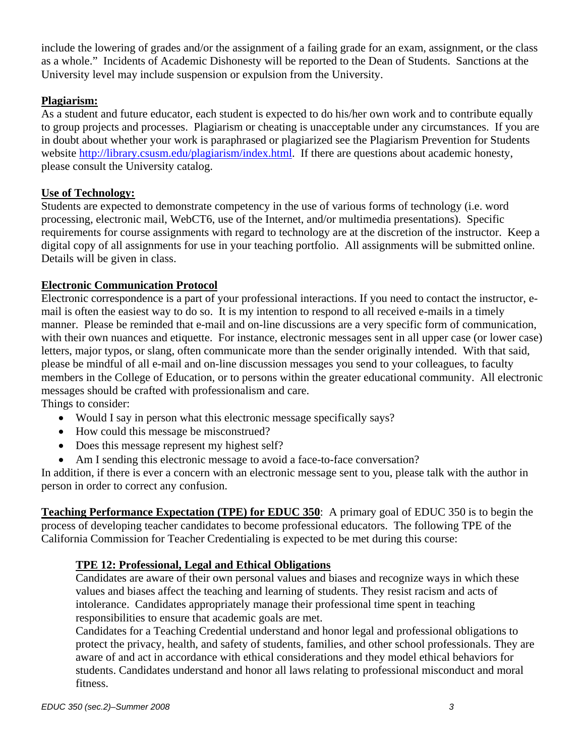include the lowering of grades and/or the assignment of a failing grade for an exam, assignment, or the class as a whole." Incidents of Academic Dishonesty will be reported to the Dean of Students. Sanctions at the University level may include suspension or expulsion from the University.

**Plagiarism:**

As a student and future educator, each student is expected to do his/her own work and to contribute equally to group projects and processes. Plagiarism or cheating is unacceptable under any circumstances. If you are in doubt about whether your work is paraphrased or plagiarized see the Plagiarism Prevention for Students website http://library.csusm.edu/plagiarism/index.html. If there are questions about academic honesty, please consult the University catalog.

**Use of Technology:**

Students are expected to demonstrate competency in the use of various forms of technology (i.e. word processing, electronic mail, WebCT6, use of the Internet, and/or multimedia presentations). Specific requirements for course assignments with regard to technology are at the discretion of the instructor. Keep a digital copy of all assignments for use in your teaching portfolio. All assignments will be submitted online. Details will be given in class.

**Electronic Communication Protocol**

Electronic correspondence is a part of your professional interactions. If you need to contact the instructor, e-mail is often the easiest way to do so. It is my intention to respond to all received e-mails in a timely manner. Please be reminded that e-mail and on-line discussions are a very specific form of communication, with their own nuances and etiquette. For instance, electronic messages sent in all upper case (or lower case) letters, major typos, or slang, often communicate more than the sender originally intended. With that said, please be mindful of all e-mail and on-line discussion messages you send to your colleagues, to faculty members in the College of Education, or to persons within the greater educational community. All electronic messages should be crafted with professionalism and care.

Things to consider:

- Would I say in person what this electronic message specifically says?
- How could this message be misconstrued?
- Does this message represent my highest self?
- Am I sending this electronic message to avoid a face-to-face conversation?

In addition, if there is ever a concern with an electronic message sent to you, please talk with the author in person in order to correct any confusion.

**Teaching Performance Expectation (TPE) for EDUC 350**: A primary goal of EDUC 350 is to begin the process of developing teacher candidates to become professional educators. The following TPE of the California Commission for Teacher Credentialing is expected to be met during this course:

**TPE 12: Professional, Legal and Ethical Obligations**

Candidates are aware of their own personal values and biases and recognize ways in which these values and biases affect the teaching and learning of students. They resist racism and acts of intolerance. Candidates appropriately manage their professional time spent in teaching responsibilities to ensure that academic goals are met.

Candidates for a Teaching Credential understand and honor legal and professional obligations to protect the privacy, health, and safety of students, families, and other school professionals. They are aware of and act in accordance with ethical considerations and they model ethical behaviors for students. Candidates understand and honor all laws relating to professional misconduct and moral fitness.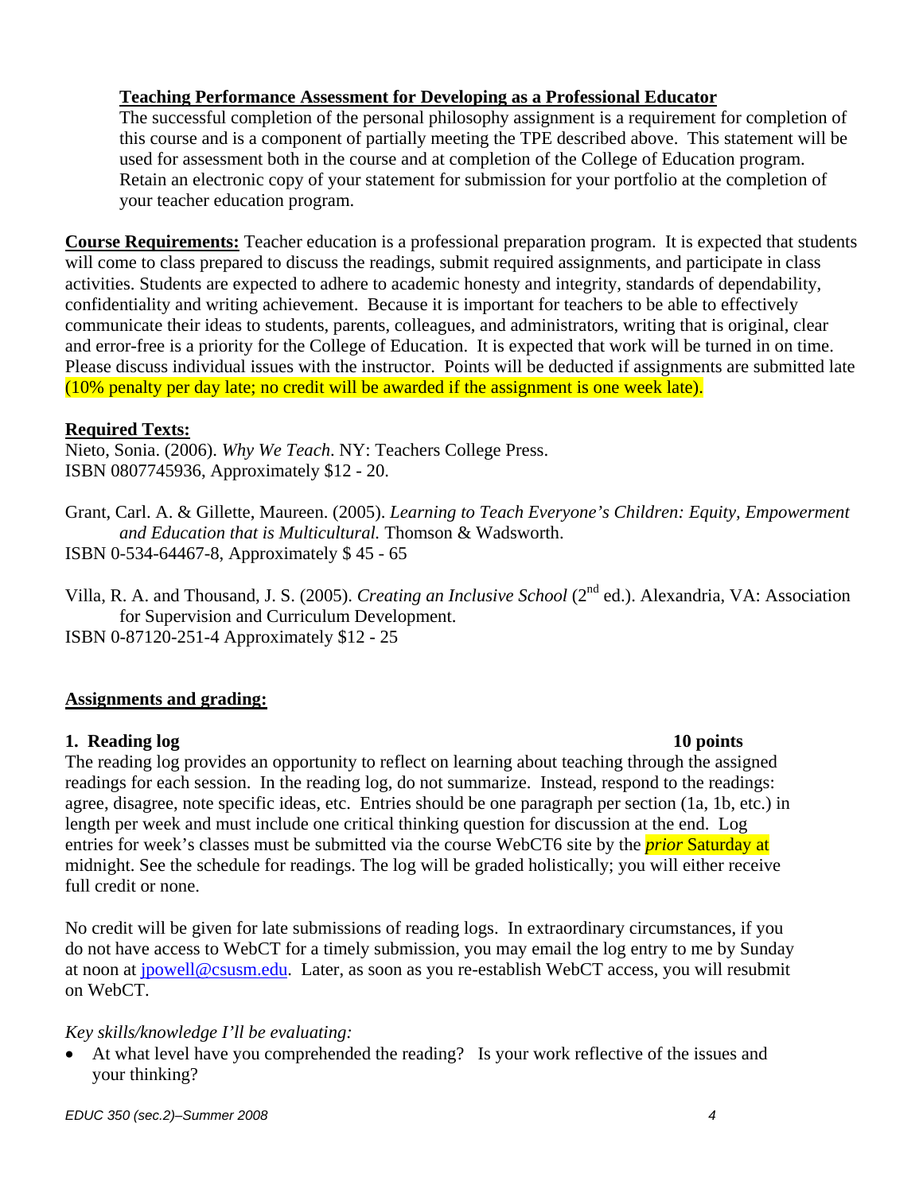**Teaching Performance Assessment for Developing as a Professional Educator**

The successful completion of the personal philosophy assignment is a requirement for completion of this course and is a component of partially meeting the TPE described above. This statement will be used for assessment both in the course and at completion of the College of Education program. Retain an electronic copy of your statement for submission for your portfolio at the completion of your teacher education program.

**Course Requirements:** Teacher education is a professional preparation program. It is expected that students will come to class prepared to discuss the readings, submit required assignments, and participate in class activities. Students are expected to adhere to academic honesty and integrity, standards of dependability, confidentiality and writing achievement. Because it is important for teachers to be able to effectively communicate their ideas to students, parents, colleagues, and administrators, writing that is original, clear and error-free is a priority for the College of Education. It is expected that work will be turned in on time. Please discuss individual issues with the instructor. Points will be deducted if assignments are submitted late (10% penalty per day late; no credit will be awarded if the assignment is one week late).

**Required Texts:**

Nieto, Sonia. (2006). *Why We Teach*. NY: Teachers College Press.
ISBN 0807745936, Approximately $12 - 20.

Grant, Carl. A. & Gillette, Maureen. (2005). *Learning to Teach Everyone's Children: Equity, Empowerment and Education that is Multicultural.* Thomson & Wadsworth.
ISBN 0-534-64467-8, Approximately $ 45 - 65

Villa, R. A. and Thousand, J. S. (2005). *Creating an Inclusive School* (2nd ed.). Alexandria, VA: Association for Supervision and Curriculum Development.
ISBN 0-87120-251-4 Approximately $12 - 25

**Assignments and grading:**

**1. Reading log 10 points**

The reading log provides an opportunity to reflect on learning about teaching through the assigned readings for each session. In the reading log, do not summarize. Instead, respond to the readings: agree, disagree, note specific ideas, etc. Entries should be one paragraph per section (1a, 1b, etc.) in length per week and must include one critical thinking question for discussion at the end. Log entries for week's classes must be submitted via the course WebCT6 site by the ***prior*** Saturday at midnight. See the schedule for readings. The log will be graded holistically; you will either receive full credit or none.

No credit will be given for late submissions of reading logs. In extraordinary circumstances, if you do not have access to WebCT for a timely submission, you may email the log entry to me by Sunday at noon at jpowell@csusm.edu. Later, as soon as you re-establish WebCT access, you will resubmit on WebCT.

*Key skills/knowledge I'll be evaluating:*

- At what level have you comprehended the reading? Is your work reflective of the issues and your thinking?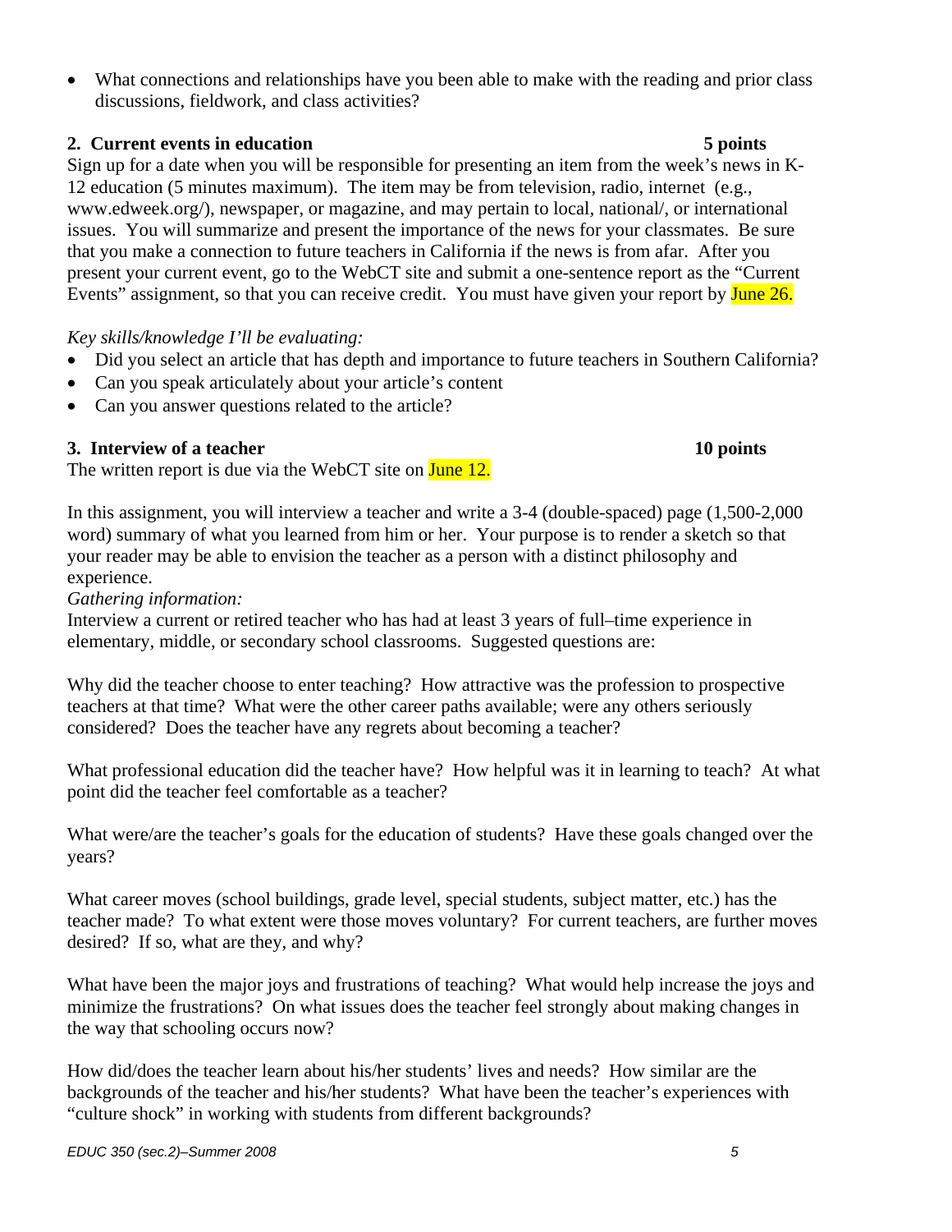- What connections and relationships have you been able to make with the reading and prior class discussions, fieldwork, and class activities?

### 2. Current events in education 5 points

Sign up for a date when you will be responsible for presenting an item from the week's news in K-12 education (5 minutes maximum). The item may be from television, radio, internet (e.g., www.edweek.org/), newspaper, or magazine, and may pertain to local, national/, or international issues. You will summarize and present the importance of the news for your classmates. Be sure that you make a connection to future teachers in California if the news is from afar. After you present your current event, go to the WebCT site and submit a one-sentence report as the "Current Events" assignment, so that you can receive credit. You must have given your report by June 26.

*Key skills/knowledge I'll be evaluating:*

- Did you select an article that has depth and importance to future teachers in Southern California?
- Can you speak articulately about your article's content
- Can you answer questions related to the article?

### 3. Interview of a teacher 10 points

The written report is due via the WebCT site on June 12.

In this assignment, you will interview a teacher and write a 3-4 (double-spaced) page (1,500-2,000 word) summary of what you learned from him or her. Your purpose is to render a sketch so that your reader may be able to envision the teacher as a person with a distinct philosophy and experience.

*Gathering information:*

Interview a current or retired teacher who has had at least 3 years of full–time experience in elementary, middle, or secondary school classrooms. Suggested questions are:

Why did the teacher choose to enter teaching? How attractive was the profession to prospective teachers at that time? What were the other career paths available; were any others seriously considered? Does the teacher have any regrets about becoming a teacher?

What professional education did the teacher have? How helpful was it in learning to teach? At what point did the teacher feel comfortable as a teacher?

What were/are the teacher's goals for the education of students? Have these goals changed over the years?

What career moves (school buildings, grade level, special students, subject matter, etc.) has the teacher made? To what extent were those moves voluntary? For current teachers, are further moves desired? If so, what are they, and why?

What have been the major joys and frustrations of teaching? What would help increase the joys and minimize the frustrations? On what issues does the teacher feel strongly about making changes in the way that schooling occurs now?

How did/does the teacher learn about his/her students' lives and needs? How similar are the backgrounds of the teacher and his/her students? What have been the teacher's experiences with "culture shock" in working with students from different backgrounds?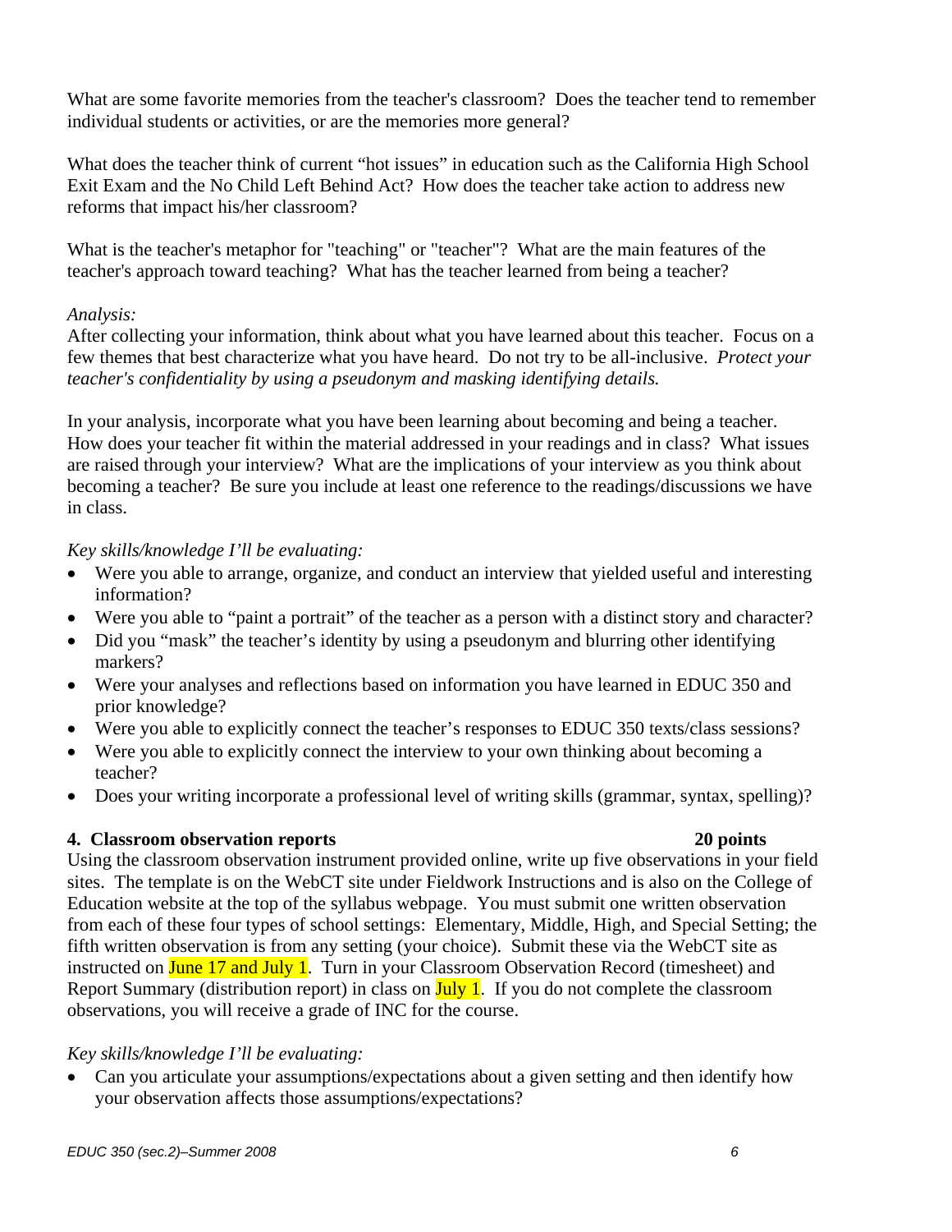What are some favorite memories from the teacher's classroom? Does the teacher tend to remember individual students or activities, or are the memories more general?

What does the teacher think of current "hot issues" in education such as the California High School Exit Exam and the No Child Left Behind Act? How does the teacher take action to address new reforms that impact his/her classroom?

What is the teacher's metaphor for "teaching" or "teacher"? What are the main features of the teacher's approach toward teaching? What has the teacher learned from being a teacher?

*Analysis:*
After collecting your information, think about what you have learned about this teacher. Focus on a few themes that best characterize what you have heard. Do not try to be all-inclusive. *Protect your teacher's confidentiality by using a pseudonym and masking identifying details.*

In your analysis, incorporate what you have been learning about becoming and being a teacher. How does your teacher fit within the material addressed in your readings and in class? What issues are raised through your interview? What are the implications of your interview as you think about becoming a teacher? Be sure you include at least one reference to the readings/discussions we have in class.

*Key skills/knowledge I'll be evaluating:*

- Were you able to arrange, organize, and conduct an interview that yielded useful and interesting information?
- Were you able to "paint a portrait" of the teacher as a person with a distinct story and character?
- Did you "mask" the teacher's identity by using a pseudonym and blurring other identifying markers?
- Were your analyses and reflections based on information you have learned in EDUC 350 and prior knowledge?
- Were you able to explicitly connect the teacher's responses to EDUC 350 texts/class sessions?
- Were you able to explicitly connect the interview to your own thinking about becoming a teacher?
- Does your writing incorporate a professional level of writing skills (grammar, syntax, spelling)?

**4. Classroom observation reports 20 points**

Using the classroom observation instrument provided online, write up five observations in your field sites. The template is on the WebCT site under Fieldwork Instructions and is also on the College of Education website at the top of the syllabus webpage. You must submit one written observation from each of these four types of school settings: Elementary, Middle, High, and Special Setting; the fifth written observation is from any setting (your choice). Submit these via the WebCT site as instructed on June 17 and July 1. Turn in your Classroom Observation Record (timesheet) and Report Summary (distribution report) in class on July 1. If you do not complete the classroom observations, you will receive a grade of INC for the course.

*Key skills/knowledge I'll be evaluating:*

- Can you articulate your assumptions/expectations about a given setting and then identify how your observation affects those assumptions/expectations?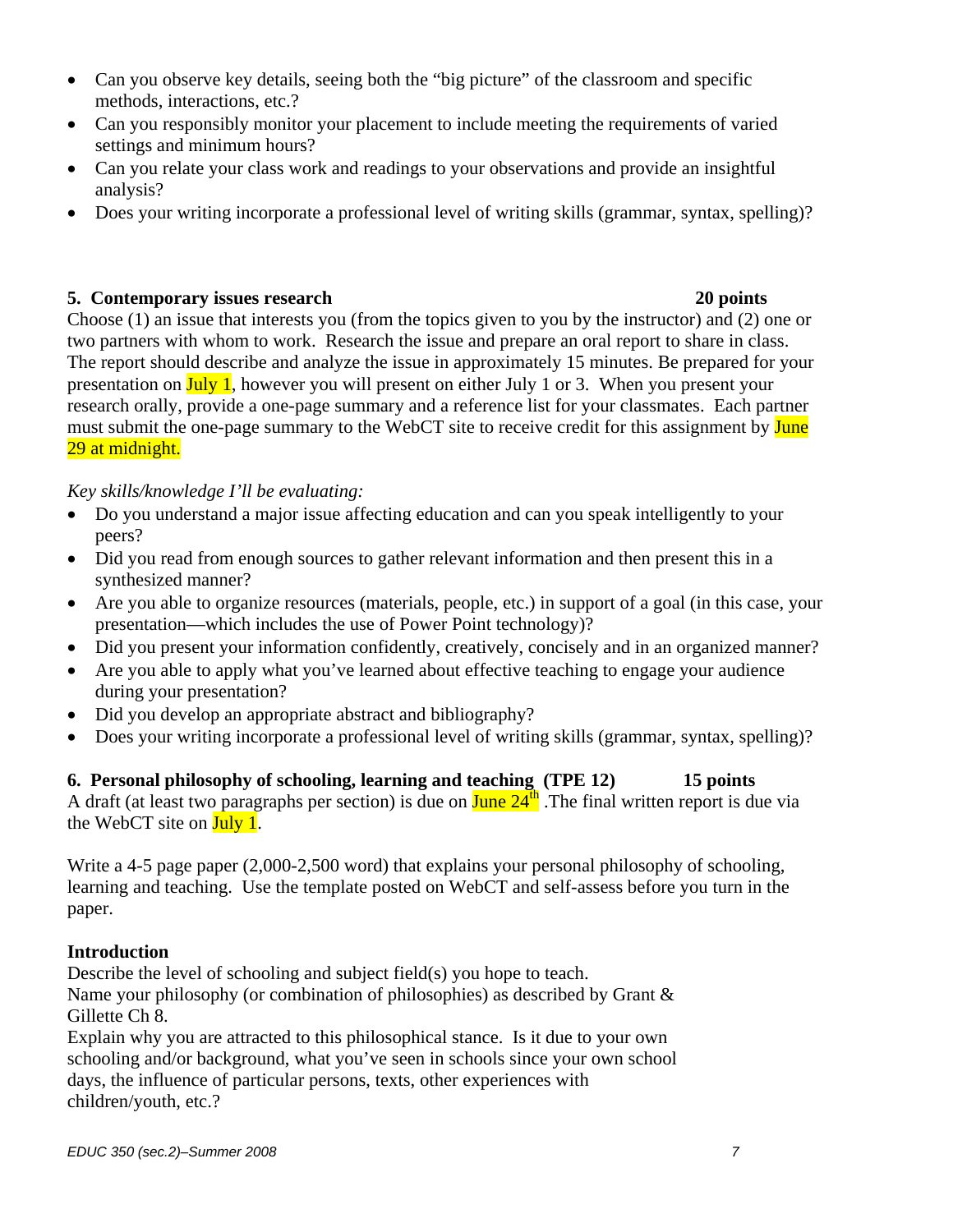- Can you observe key details, seeing both the "big picture" of the classroom and specific methods, interactions, etc.?
- Can you responsibly monitor your placement to include meeting the requirements of varied settings and minimum hours?
- Can you relate your class work and readings to your observations and provide an insightful analysis?
- Does your writing incorporate a professional level of writing skills (grammar, syntax, spelling)?

**5. Contemporary issues research** **20 points**

Choose (1) an issue that interests you (from the topics given to you by the instructor) and (2) one or two partners with whom to work. Research the issue and prepare an oral report to share in class. The report should describe and analyze the issue in approximately 15 minutes. Be prepared for your presentation on July 1, however you will present on either July 1 or 3. When you present your research orally, provide a one-page summary and a reference list for your classmates. Each partner must submit the one-page summary to the WebCT site to receive credit for this assignment by June 29 at midnight.

*Key skills/knowledge I'll be evaluating:*

- Do you understand a major issue affecting education and can you speak intelligently to your peers?
- Did you read from enough sources to gather relevant information and then present this in a synthesized manner?
- Are you able to organize resources (materials, people, etc.) in support of a goal (in this case, your presentation—which includes the use of Power Point technology)?
- Did you present your information confidently, creatively, concisely and in an organized manner?
- Are you able to apply what you've learned about effective teaching to engage your audience during your presentation?
- Did you develop an appropriate abstract and bibliography?
- Does your writing incorporate a professional level of writing skills (grammar, syntax, spelling)?

**6. Personal philosophy of schooling, learning and teaching (TPE 12)** **15 points**

A draft (at least two paragraphs per section) is due on June 24th .The final written report is due via the WebCT site on July 1.

Write a 4-5 page paper (2,000-2,500 word) that explains your personal philosophy of schooling, learning and teaching. Use the template posted on WebCT and self-assess before you turn in the paper.

**Introduction**

Describe the level of schooling and subject field(s) you hope to teach.
Name your philosophy (or combination of philosophies) as described by Grant & Gillette Ch 8.
Explain why you are attracted to this philosophical stance. Is it due to your own schooling and/or background, what you've seen in schools since your own school days, the influence of particular persons, texts, other experiences with children/youth, etc.?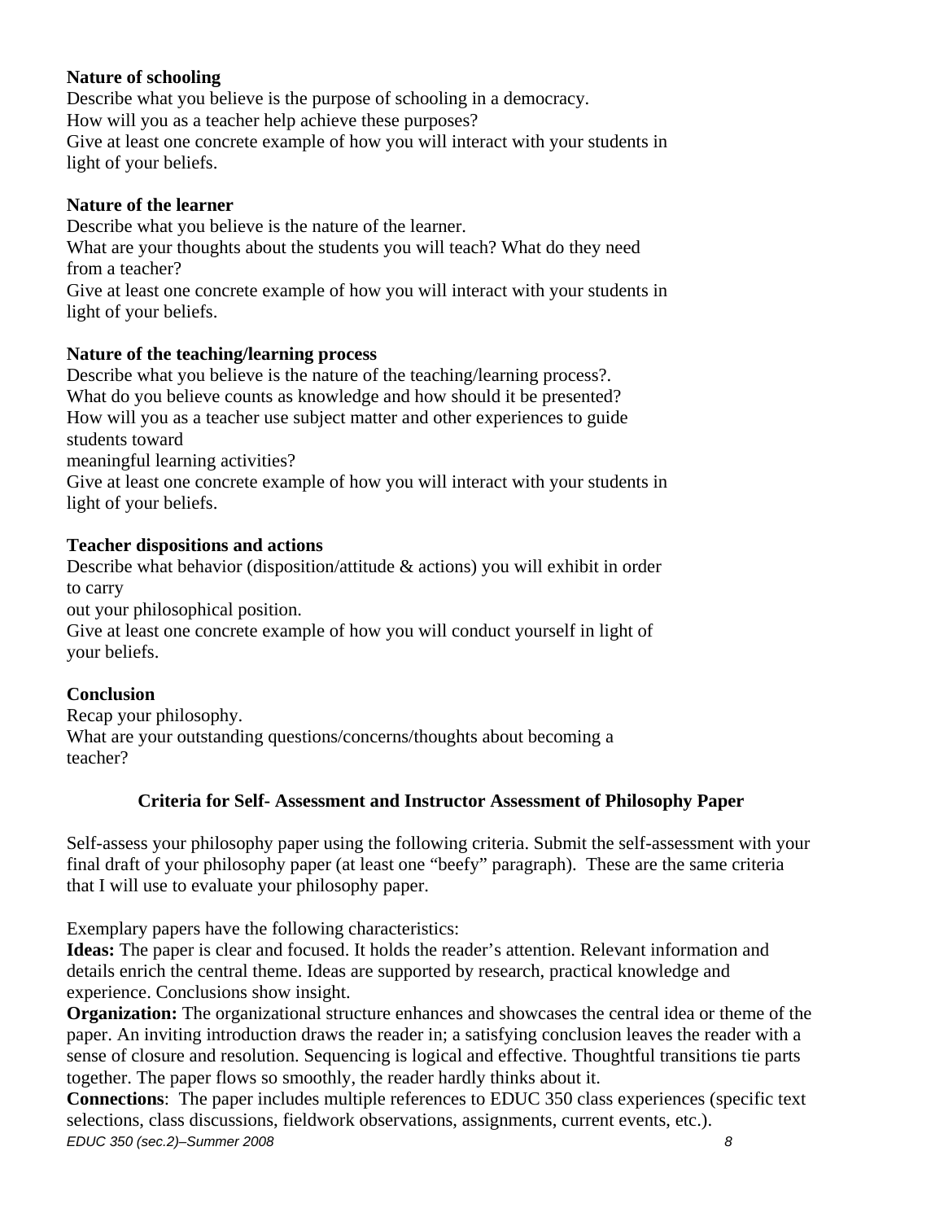**Nature of schooling**

Describe what you believe is the purpose of schooling in a democracy.
How will you as a teacher help achieve these purposes?
Give at least one concrete example of how you will interact with your students in light of your beliefs.

**Nature of the learner**

Describe what you believe is the nature of the learner.
What are your thoughts about the students you will teach? What do they need from a teacher?
Give at least one concrete example of how you will interact with your students in light of your beliefs.

**Nature of the teaching/learning process**

Describe what you believe is the nature of the teaching/learning process?.
What do you believe counts as knowledge and how should it be presented?
How will you as a teacher use subject matter and other experiences to guide students toward meaningful learning activities?
Give at least one concrete example of how you will interact with your students in light of your beliefs.

**Teacher dispositions and actions**

Describe what behavior (disposition/attitude & actions) you will exhibit in order to carry out your philosophical position.
Give at least one concrete example of how you will conduct yourself in light of your beliefs.

**Conclusion**

Recap your philosophy.
What are your outstanding questions/concerns/thoughts about becoming a teacher?

### Criteria for Self- Assessment and Instructor Assessment of Philosophy Paper

Self-assess your philosophy paper using the following criteria. Submit the self-assessment with your final draft of your philosophy paper (at least one "beefy" paragraph). These are the same criteria that I will use to evaluate your philosophy paper.

Exemplary papers have the following characteristics:

**Ideas:** The paper is clear and focused. It holds the reader's attention. Relevant information and details enrich the central theme. Ideas are supported by research, practical knowledge and experience. Conclusions show insight.

**Organization:** The organizational structure enhances and showcases the central idea or theme of the paper. An inviting introduction draws the reader in; a satisfying conclusion leaves the reader with a sense of closure and resolution. Sequencing is logical and effective. Thoughtful transitions tie parts together. The paper flows so smoothly, the reader hardly thinks about it.

**Connections**: The paper includes multiple references to EDUC 350 class experiences (specific text selections, class discussions, fieldwork observations, assignments, current events, etc.).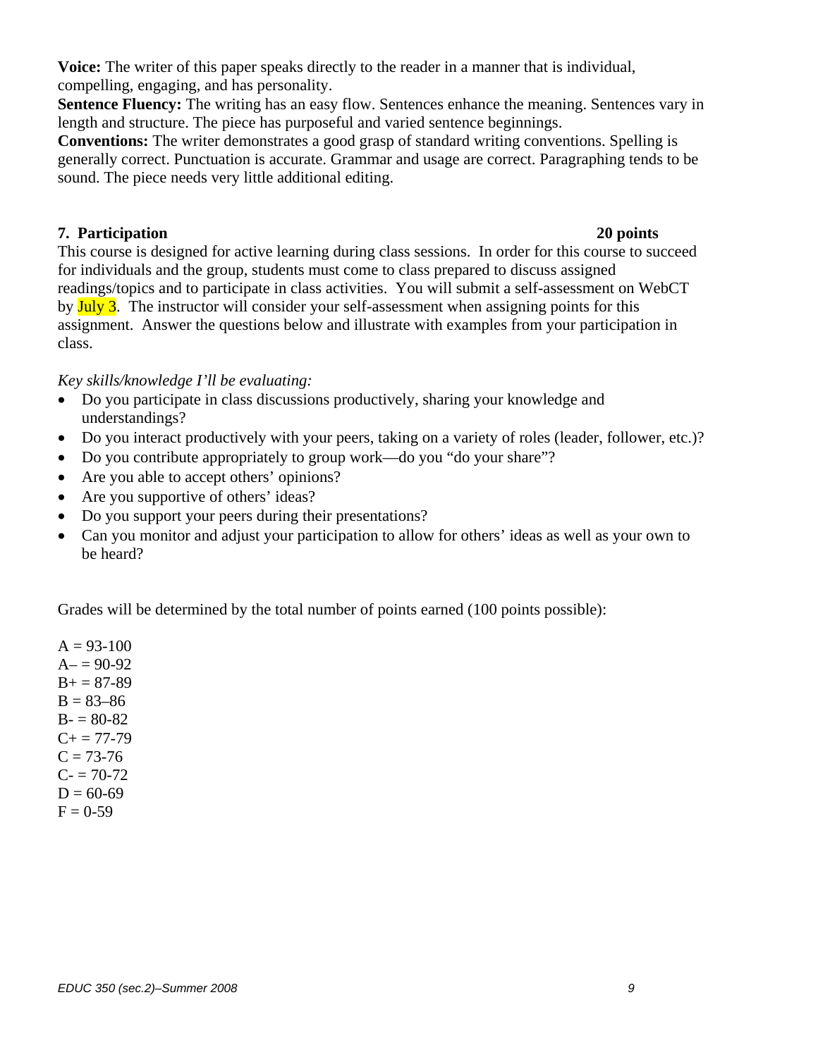**Voice:** The writer of this paper speaks directly to the reader in a manner that is individual, compelling, engaging, and has personality.
**Sentence Fluency:** The writing has an easy flow. Sentences enhance the meaning. Sentences vary in length and structure. The piece has purposeful and varied sentence beginnings.
**Conventions:** The writer demonstrates a good grasp of standard writing conventions. Spelling is generally correct. Punctuation is accurate. Grammar and usage are correct. Paragraphing tends to be sound. The piece needs very little additional editing.

### 7. Participation — 20 points

This course is designed for active learning during class sessions. In order for this course to succeed for individuals and the group, students must come to class prepared to discuss assigned readings/topics and to participate in class activities. You will submit a self-assessment on WebCT by July 3. The instructor will consider your self-assessment when assigning points for this assignment. Answer the questions below and illustrate with examples from your participation in class.

*Key skills/knowledge I'll be evaluating:*

- Do you participate in class discussions productively, sharing your knowledge and understandings?
- Do you interact productively with your peers, taking on a variety of roles (leader, follower, etc.)?
- Do you contribute appropriately to group work—do you "do your share"?
- Are you able to accept others' opinions?
- Are you supportive of others' ideas?
- Do you support your peers during their presentations?
- Can you monitor and adjust your participation to allow for others' ideas as well as your own to be heard?

Grades will be determined by the total number of points earned (100 points possible):

A = 93-100
A– = 90-92
B+ = 87-89
B = 83–86
B- = 80-82
C+ = 77-79
C = 73-76
C- = 70-72
D = 60-69
F = 0-59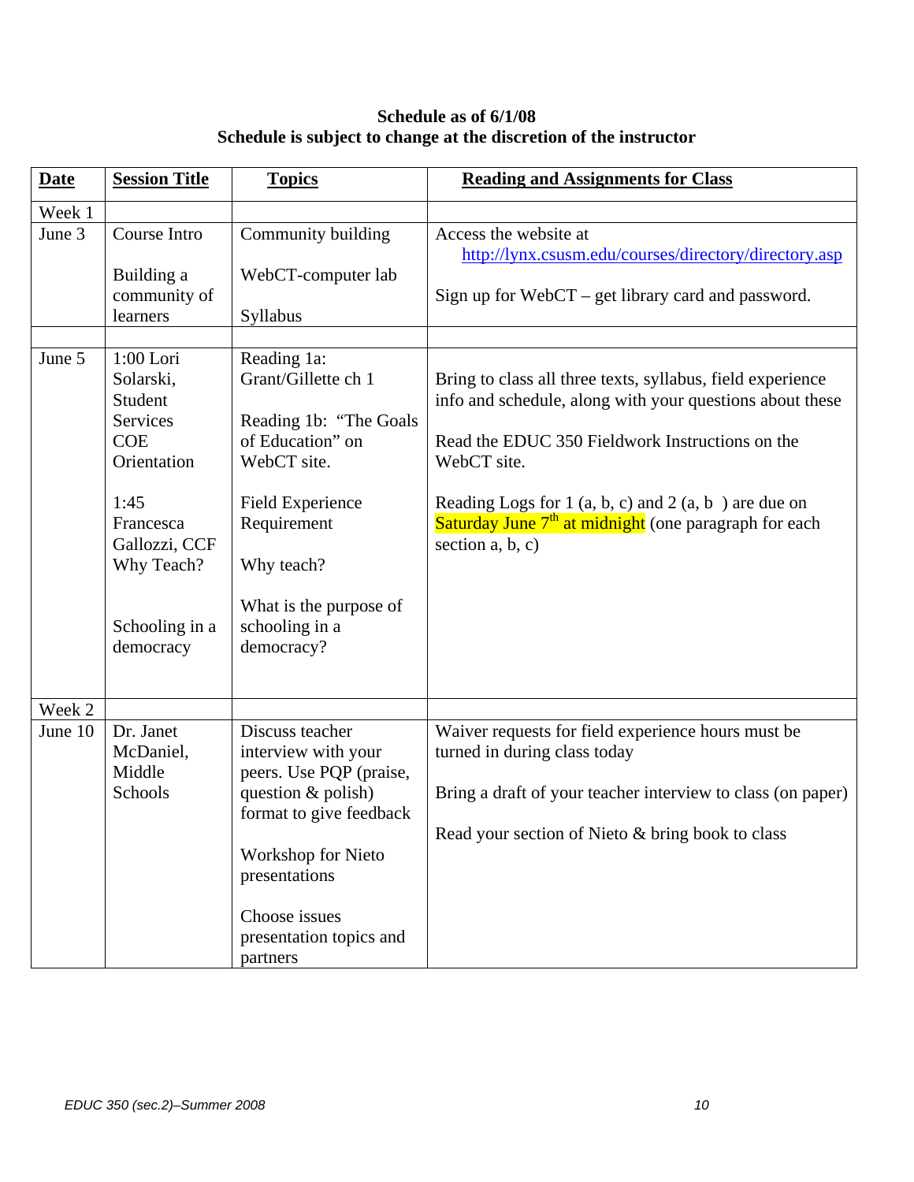**Schedule as of 6/1/08**
**Schedule is subject to change at the discretion of the instructor**

| Date | Session Title | Topics | Reading and Assignments for Class |
|---|---|---|---|
| Week 1 | | | |
| June 3 | Course Intro<br><br>Building a community of learners | Community building<br><br>WebCT-computer lab<br><br>Syllabus | Access the website at http://lynx.csusm.edu/courses/directory/directory.asp<br><br>Sign up for WebCT – get library card and password. |
| | | | |
| June 5 | 1:00 Lori Solarski, Student Services COE Orientation<br><br>1:45 Francesca Gallozzi, CCF Why Teach?<br><br>Schooling in a democracy | Reading 1a: Grant/Gillette ch 1<br><br>Reading 1b: "The Goals of Education" on WebCT site.<br><br>Field Experience Requirement<br><br>Why teach?<br><br>What is the purpose of schooling in a democracy? | Bring to class all three texts, syllabus, field experience info and schedule, along with your questions about these<br><br>Read the EDUC 350 Fieldwork Instructions on the WebCT site.<br><br>Reading Logs for 1 (a, b, c) and 2 (a, b ) are due on Saturday June 7th at midnight (one paragraph for each section a, b, c) |
| Week 2 | | | |
| June 10 | Dr. Janet McDaniel, Middle Schools | Discuss teacher interview with your peers. Use PQP (praise, question & polish) format to give feedback<br><br>Workshop for Nieto presentations<br><br>Choose issues presentation topics and partners | Waiver requests for field experience hours must be turned in during class today<br><br>Bring a draft of your teacher interview to class (on paper)<br><br>Read your section of Nieto & bring book to class |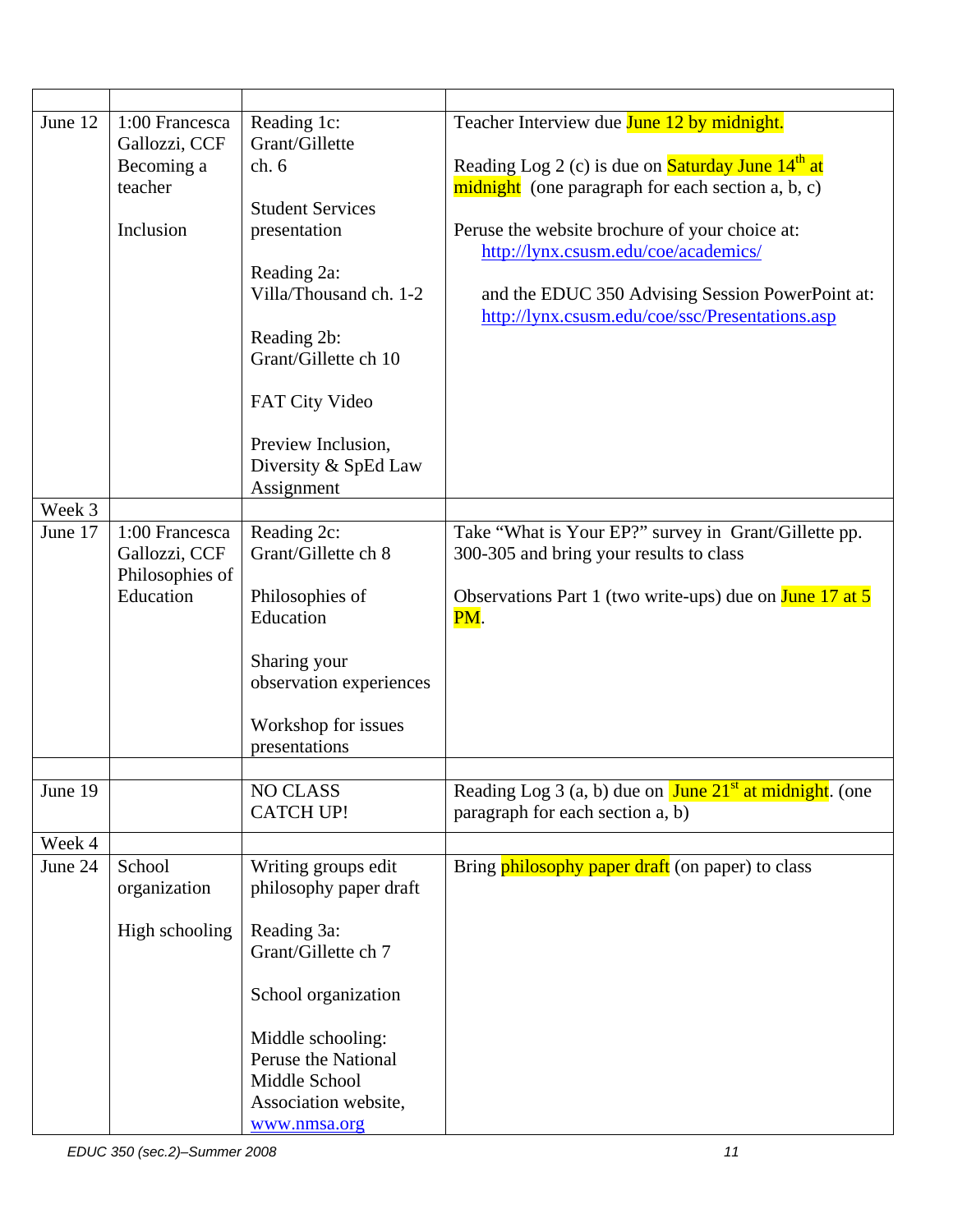| | | | |
|---|---|---|---|
| June 12 | 1:00 Francesca Gallozzi, CCF Becoming a teacher<br><br>Inclusion | Reading 1c: Grant/Gillette ch. 6<br><br>Student Services presentation<br><br>Reading 2a: Villa/Thousand ch. 1-2<br><br>Reading 2b: Grant/Gillette ch 10<br><br>FAT City Video<br><br>Preview Inclusion, Diversity & SpEd Law Assignment | Teacher Interview due June 12 by midnight.<br><br>Reading Log 2 (c) is due on Saturday June 14th at midnight (one paragraph for each section a, b, c)<br><br>Peruse the website brochure of your choice at: http://lynx.csusm.edu/coe/academics/<br><br>and the EDUC 350 Advising Session PowerPoint at: http://lynx.csusm.edu/coe/ssc/Presentations.asp |
| Week 3 | | | |
| June 17 | 1:00 Francesca Gallozzi, CCF Philosophies of Education | Reading 2c: Grant/Gillette ch 8<br><br>Philosophies of Education<br><br>Sharing your observation experiences<br><br>Workshop for issues presentations | Take "What is Your EP?" survey in Grant/Gillette pp. 300-305 and bring your results to class<br><br>Observations Part 1 (two write-ups) due on June 17 at 5 PM. |
| | | | |
| June 19 | | NO CLASS CATCH UP! | Reading Log 3 (a, b) due on June 21st at midnight. (one paragraph for each section a, b) |
| Week 4 | | | |
| June 24 | School organization<br><br>High schooling | Writing groups edit philosophy paper draft<br><br>Reading 3a: Grant/Gillette ch 7<br><br>School organization<br><br>Middle schooling: Peruse the National Middle School Association website, www.nmsa.org | Bring philosophy paper draft (on paper) to class |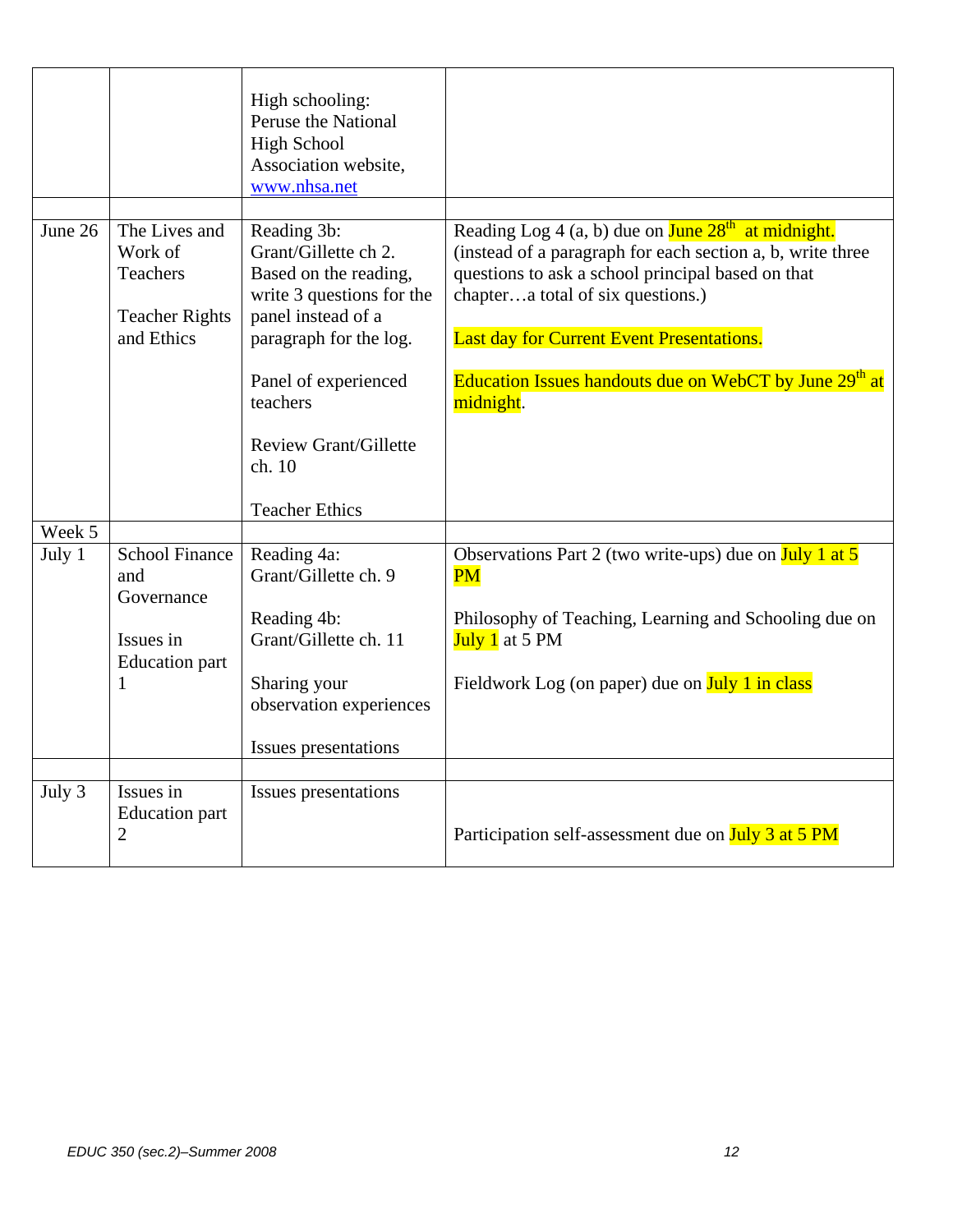| | | | |
|---|---|---|---|
| | | High schooling: Peruse the National High School Association website, www.nhsa.net | |
| | | | |
| June 26 | The Lives and Work of Teachers<br><br>Teacher Rights and Ethics | Reading 3b: Grant/Gillette ch 2. Based on the reading, write 3 questions for the panel instead of a paragraph for the log.<br><br>Panel of experienced teachers<br><br>Review Grant/Gillette ch. 10<br><br>Teacher Ethics | Reading Log 4 (a, b) due on June 28th at midnight. (instead of a paragraph for each section a, b, write three questions to ask a school principal based on that chapter…a total of six questions.)<br><br>Last day for Current Event Presentations.<br><br>Education Issues handouts due on WebCT by June 29th at midnight. |
| Week 5 | | | |
| July 1 | School Finance and Governance<br><br>Issues in Education part 1 | Reading 4a: Grant/Gillette ch. 9<br><br>Reading 4b: Grant/Gillette ch. 11<br><br>Sharing your observation experiences<br><br>Issues presentations | Observations Part 2 (two write-ups) due on July 1 at 5 PM<br><br>Philosophy of Teaching, Learning and Schooling due on July 1 at 5 PM<br><br>Fieldwork Log (on paper) due on July 1 in class |
| | | | |
| July 3 | Issues in Education part 2 | Issues presentations | Participation self-assessment due on July 3 at 5 PM |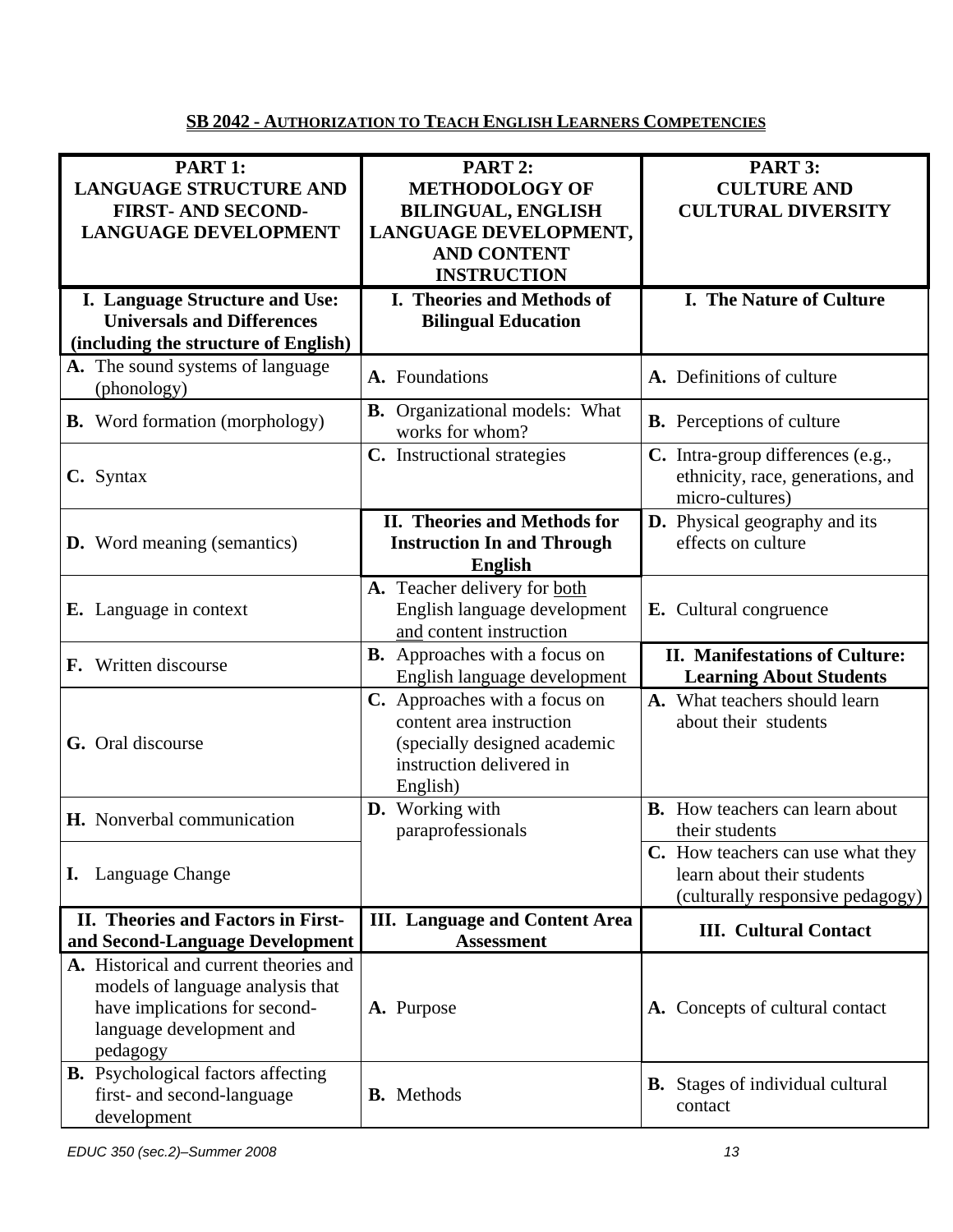## SB 2042 - AUTHORIZATION TO TEACH ENGLISH LEARNERS COMPETENCIES

| PART 1: LANGUAGE STRUCTURE AND FIRST- AND SECOND-LANGUAGE DEVELOPMENT | PART 2: METHODOLOGY OF BILINGUAL, ENGLISH LANGUAGE DEVELOPMENT, AND CONTENT INSTRUCTION | PART 3: CULTURE AND CULTURAL DIVERSITY |
|---|---|---|
| **I. Language Structure and Use: Universals and Differences (including the structure of English)** | **I. Theories and Methods of Bilingual Education** | **I. The Nature of Culture** |
| **A.** The sound systems of language (phonology) | **A.** Foundations | **A.** Definitions of culture |
| **B.** Word formation (morphology) | **B.** Organizational models: What works for whom? | **B.** Perceptions of culture |
| **C.** Syntax | **C.** Instructional strategies | **C.** Intra-group differences (e.g., ethnicity, race, generations, and micro-cultures) |
| **D.** Word meaning (semantics) | **II. Theories and Methods for Instruction In and Through English** | **D.** Physical geography and its effects on culture |
| **E.** Language in context | **A.** Teacher delivery for both English language development and content instruction | **E.** Cultural congruence |
| **F.** Written discourse | **B.** Approaches with a focus on English language development | **II. Manifestations of Culture: Learning About Students** |
| **G.** Oral discourse | **C.** Approaches with a focus on content area instruction (specially designed academic instruction delivered in English) | **A.** What teachers should learn about their students |
| **H.** Nonverbal communication | **D.** Working with paraprofessionals | **B.** How teachers can learn about their students |
| **I.** Language Change | | **C.** How teachers can use what they learn about their students (culturally responsive pedagogy) |
| **II. Theories and Factors in First- and Second-Language Development** | **III. Language and Content Area Assessment** | **III. Cultural Contact** |
| **A.** Historical and current theories and models of language analysis that have implications for second-language development and pedagogy | **A.** Purpose | **A.** Concepts of cultural contact |
| **B.** Psychological factors affecting first- and second-language development | **B.** Methods | **B.** Stages of individual cultural contact |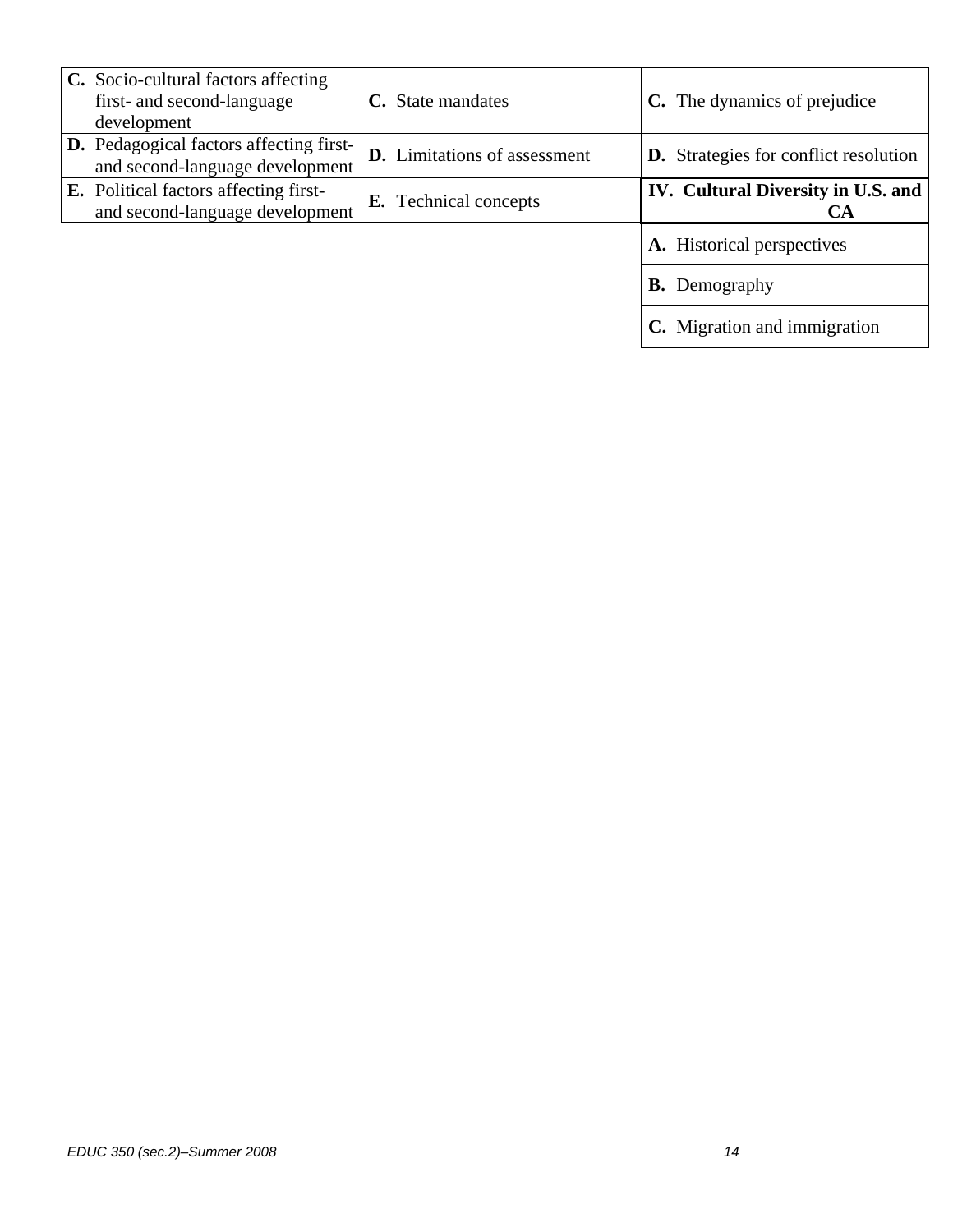| | | |
|---|---|---|
| **C.** Socio-cultural factors affecting first- and second-language development | **C.** State mandates | **C.** The dynamics of prejudice |
| **D.** Pedagogical factors affecting first- and second-language development | **D.** Limitations of assessment | **D.** Strategies for conflict resolution |
| **E.** Political factors affecting first- and second-language development | **E.** Technical concepts | **IV. Cultural Diversity in U.S. and CA** |
| | | **A.** Historical perspectives |
| | | **B.** Demography |
| | | **C.** Migration and immigration |